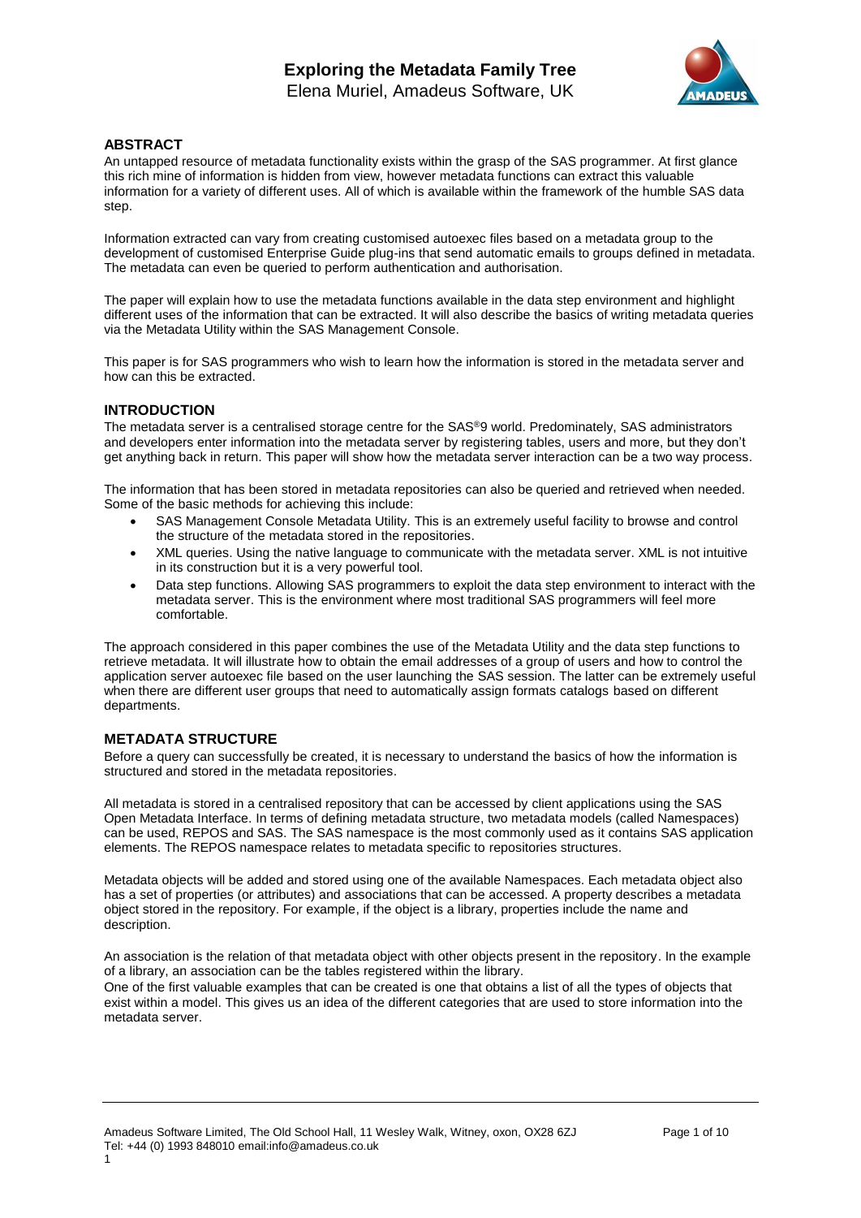# Exploring the Metadata Family Tree

Elena Muriel, Amadeus Software, UK

## ABSTRACT

An untapped resource of metadata functionality exists within the grasp of the SAS programmer. At first glance this rich mine of information is hidden from view, however metadata functions can extract this valuable information for a variety of different uses. All of which is available within the framework of the humble SAS data step.

Information extracted can vary from creating customised autoexec files based on a metadata group to the development of customised Enterprise Guide plug-ins that send automatic emails to groups defined in metadata. The metadata can even be queried to perform authentication and authorisation.

The paper will explain how to use the metadata functions available in the data step environment and highlight different uses of the information that can be extracted. It will also describe the basics of writing metadata queries via the Metadata Utility within the SAS Management Console.

This paper is for SAS programmers who wish to learn how the information is stored in the metadata server and how can this be extracted.

## INTRODUCTION

The metadata server is a centralised storage centre for the SAS®9 world. Predominately, SAS administrators and developers enter information into the metadata server by registering tables, users and more, but they don't get anything back in return. This paper will show how the metadata server interaction can be a two way process.

The information that has been stored in metadata repositories can also be queried and retrieved when needed. Some of the basic methods for achieving this include:

- SAS Management Console Metadata Utility. This is an extremely useful facility to browse and control the structure of the metadata stored in the repositories.
- XML queries. Using the native language to communicate with the metadata server. XML is not intuitive in its construction but it is a very powerful tool.
- Data step functions. Allowing SAS programmers to exploit the data step environment to interact with the metadata server. This is the environment where most traditional SAS programmers will feel more comfortable.

The approach considered in this paper combines the use of the Metadata Utility and the data step functions to retrieve metadata. It will illustrate how to obtain the email addresses of a group of users and how to control the application server autoexec file based on the user launching the SAS session. The latter can be extremely useful when there are different user groups that need to automatically assign formats catalogs based on different departments.

## METADATA STRUCTURE

Before a query can successfully be created, it is necessary to understand the basics of how the information is structured and stored in the metadata repositories.

All metadata is stored in a centralised repository that can be accessed by client applications using the SAS Open Metadata Interface. In terms of defining metadata structure, two metadata models (called Namespaces) can be used, REPOS and SAS. The SAS namespace is the most commonly used as it contains SAS application elements. The REPOS namespace relates to metadata specific to repositories structures.

Metadata objects will be added and stored using one of the available Namespaces. Each metadata object also has a set of properties (or attributes) and associations that can be accessed. A property describes a metadata object stored in the repository. For example, if the object is a library, properties include the name and description.

An association is the relation of that metadata object with other objects present in the repository. In the example of a library, an association can be the tables registered within the library.

One of the first valuable examples that can be created is one that obtains a list of all the types of objects that exist within a model. This gives us an idea of the different categories that are used to store information into the metadata server.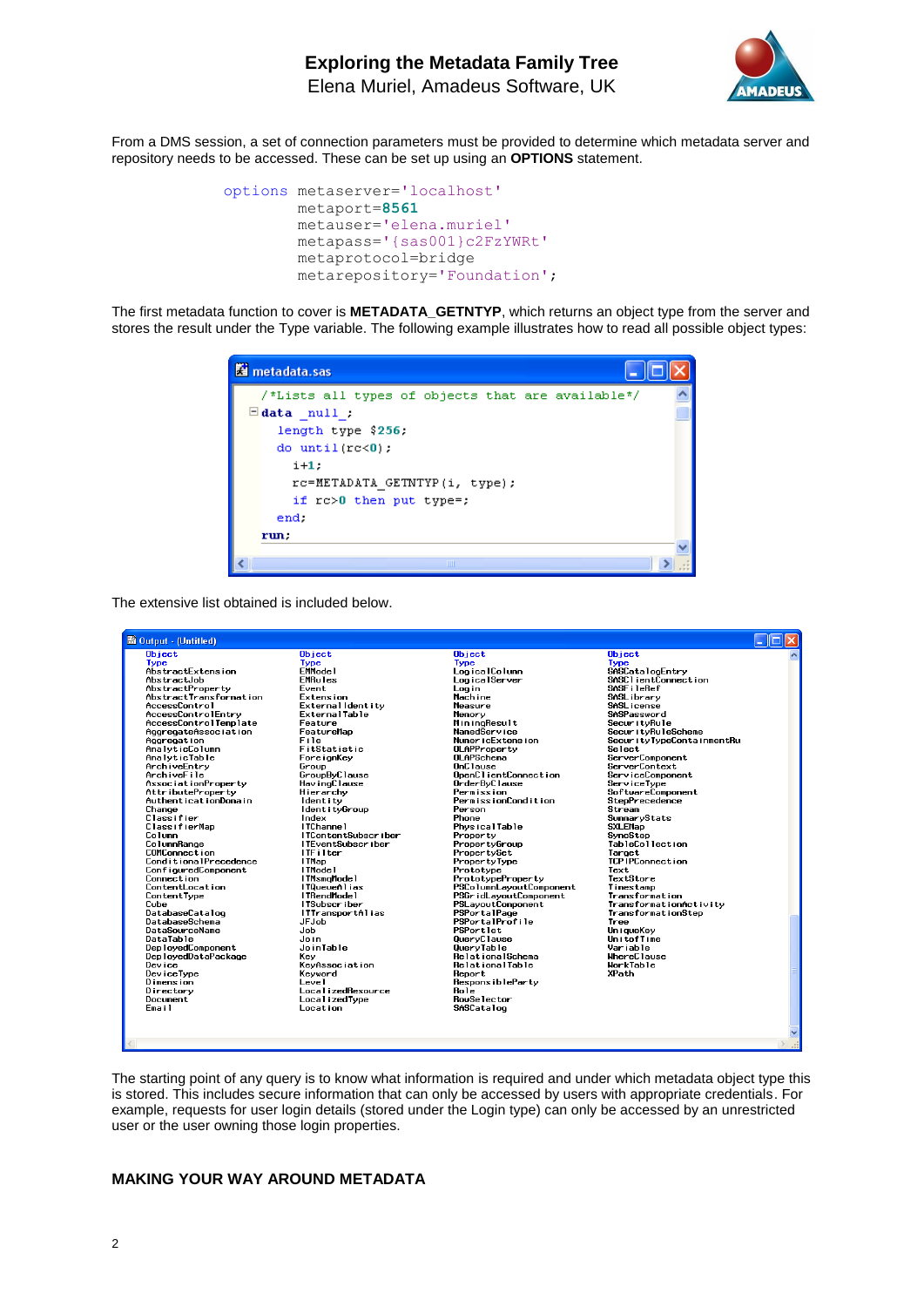From a DMS session, a set of connection parameters must be provided to determine which metadata server and repository needs to be accessed. These can be set up using an **OPTIONS** statement.

```
options metaserver='localhost'
        metaport=8561
        metauser='elena.muriel'
        metapass='{sas001}c2FzYWRt'
        metaprotocol=bridge
        metarepository='Foundation';
```

The first metadata function to cover is **METADATA_GETNTYP**, which returns an object type from the server and stores the result under the Type variable. The following example illustrates how to read all possible object types:

```
/*Lists all types of objects that are available*/
data _null_;
  length type $256;
  do until(rc<0);
    i+1;
    rc=METADATA_GETNTYP(i, type);
    if rc>0 then put type=;
  end;
run;
```

The extensive list obtained is included below.

```
Object                      Object                 Object                       Object
Type                        Type                   Type                         Type
AbstractExtension           EMModel                LogicalColumn                SASCatalogEntry
AbstractJob                 EMRules                LogicalServer                SASClientConnection
AbstractProperty            Event                  Login                        SASFileRef
AbstractTransformation      Extension              Machine                      SASLibrary
AccessControl               ExternalIdentity       Measure                      SASLicense
AccessControlEntry          ExternalTable          Memory                       SASPassword
AccessControlTemplate       Feature                MiningResult                 SecurityRule
AggregateAssociation        FeatureMap             NamedService                 SecurityRuleScheme
Aggregation                 File                   NumericExtension             SecurityTypeContainmentRu
AnalyticColumn              FitStatistic           OLAPProperty                 Select
AnalyticTable               ForeignKey             OLAPSchema                   ServerComponent
ArchiveEntry                Group                  OnClause                     ServerContext
ArchiveFile                 GroupByClause          OpenClientConnection         ServiceComponent
AssociationProperty         HavingClause           OrderByClause                ServiceType
AttributeProperty           Hierarchy              Permission                   SoftwareComponent
AuthenticationDomain        Identity               PermissionCondition          StepPrecedence
Change                      IdentityGroup          Person                       Stream
Classifier                  Index                  Phone                        SummaryStats
ClassifierMap               ITChannel              PhysicalTable                SXLEMap
Column                      ITContentSubscriber    Property                     SyncStep
ColumnRange                 ITEventSubscriber      PropertyGroup                TableCollection
COMConnection               ITFilter               PropertySet                  Target
ConditionalPrecedence       ITMap                  PropertyType                 TCPIPConnection
ConfiguredComponent         ITModel                Prototype                    Text
Connection                  ITMsmqModel            PrototypeProperty            TextStore
ContentLocation             ITQueueAlias           PSColumnLayoutComponent      Timestamp
ContentType                 ITRendModel            PSGridLayoutComponent        Transformation
Cube                        ITSubscriber           PSLayoutComponent            TransformationActivity
DatabaseCatalog             ITTransportAlias       PSPortalPage                 TransformationStep
DatabaseSchema              JFJob                  PSPortalProfile              Tree
DataSourceName              Job                    PSPortlet                    UniqueKey
DataTable                   Join                   QueryClause                  UnitofTime
DeployedComponent           JoinTable              QueryTable                   Variable
DeployedDataPackage         Key                    RelationalSchema             WhereClause
Device                      KeyAssociation         RelationalTable              WorkTable
DeviceType                  Keyword                Report                       XPath
Dimension                   Level                  ResponsibleParty
Directory                   LocalizedResource      Role
Document                    LocalizedType          RowSelector
Email                       Location               SASCatalog
```

The starting point of any query is to know what information is required and under which metadata object type this is stored. This includes secure information that can only be accessed by users with appropriate credentials. For example, requests for user login details (stored under the Login type) can only be accessed by an unrestricted user or the user owning those login properties.

## MAKING YOUR WAY AROUND METADATA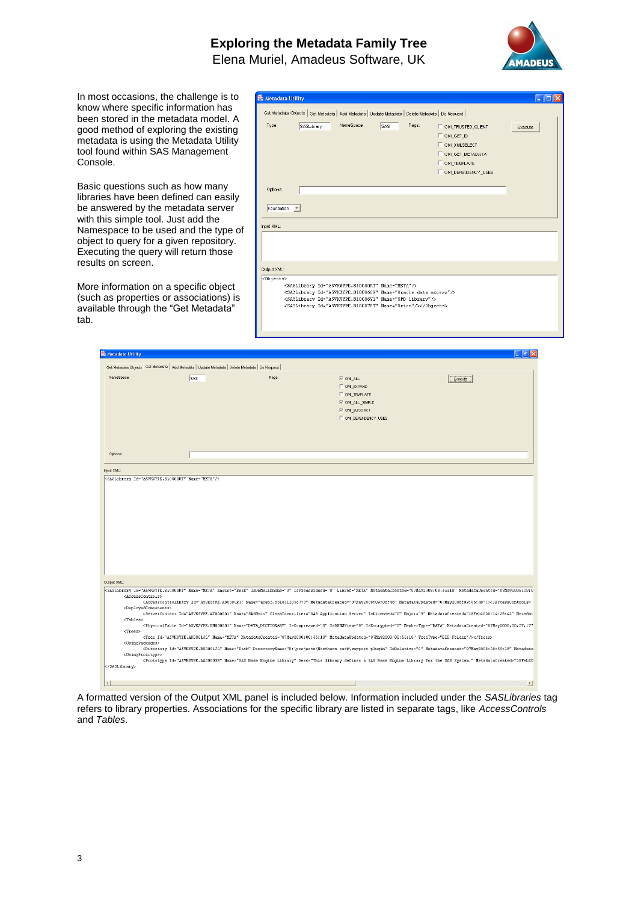In most occasions, the challenge is to know where specific information has been stored in the metadata model. A good method of exploring the existing metadata is using the Metadata Utility tool found within SAS Management Console.

Basic questions such as how many libraries have been defined can easily be answered by the metadata server with this simple tool. Just add the Namespace to be used and the type of object to query for a given repository. Executing the query will return those results on screen.

More information on a specific object (such as properties or associations) is available through the "Get Metadata" tab.

A formatted version of the Output XML panel is included below. Information included under the *SASLibraries* tag refers to library properties. Associations for the specific library are listed in separate tags, like *AccessControls* and *Tables*.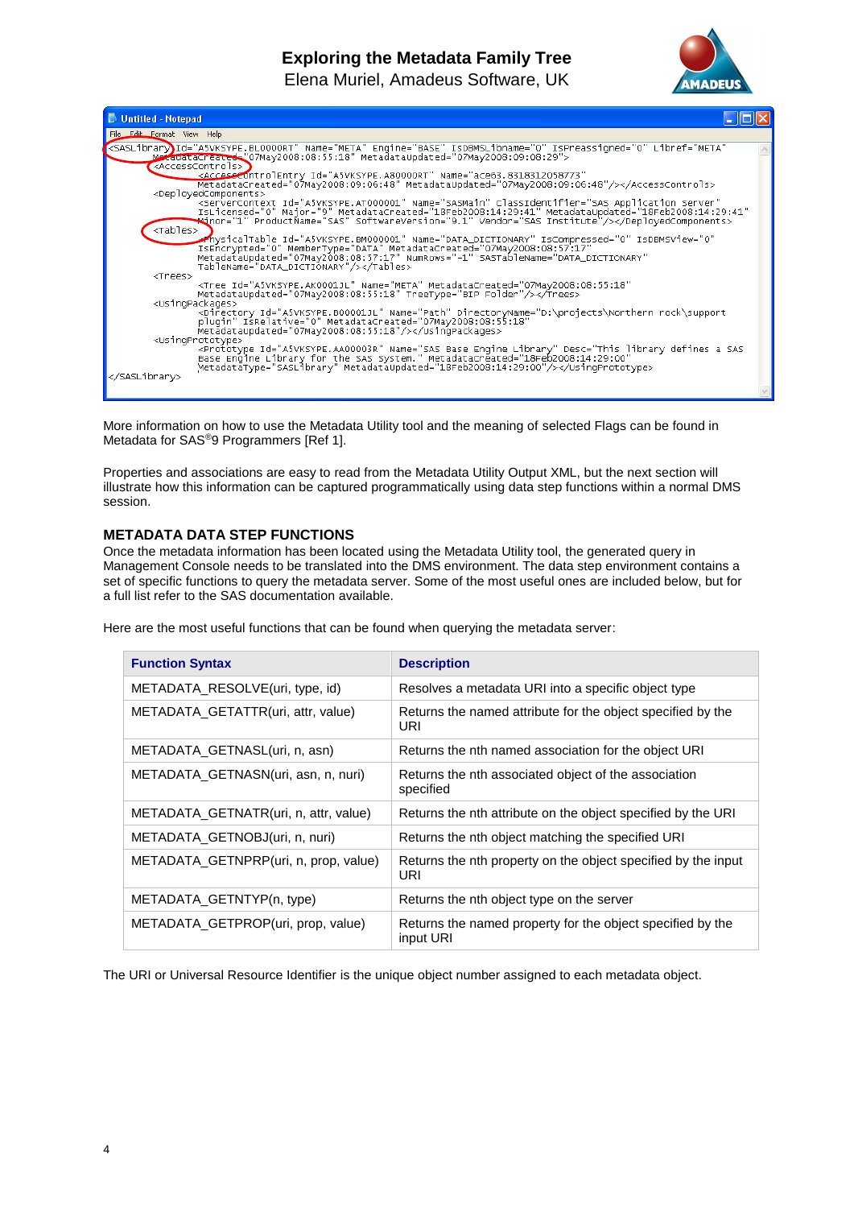```
<SASLibrary Id="A5VKSYPE.BL0000RT" Name="META" Engine="BASE" IsDBMSLibname="0" IsPreassigned="0" Libref="META"
MetadataCreated="07May2008:08:55:18" MetadataUpdated="07May2008:09:08:29">
    <AccessControls>
        <AccessControlEntry Id="A5VKSYPE.A80000RT" Name="ace63.8318312058773"
        MetadataCreated="07May2008:09:06:48" MetadataUpdated="07May2008:09:06:48"/></AccessControls>
    <DeployedComponents>
        <ServerContext Id="A5VKSYPE.AT000001" Name="SASMain" ClassIdentifier="SAS Application Server"
        IsLicensed="0" Major="9" MetadataCreated="18Feb2008:14:29:41" MetadataUpdated="18Feb2008:14:29:41"
        Minor="1" ProductName="SAS" SoftwareVersion="9.1" Vendor="SAS Institute"/></DeployedComponents>
    <Tables>
        <PhysicalTable Id="A5VKSYPE.BM000001" Name="DATA_DICTIONARY" IsCompressed="0" IsDBMSView="0"
        IsEncrypted="0" MemberType="DATA" MetadataCreated="07May2008:08:57:17"
        MetadataUpdated="07May2008:08:57:17" NumRows="-1" SASTableName="DATA_DICTIONARY"
        TableName="DATA_DICTIONARY"/></Tables>
    <Trees>
        <Tree Id="A5VKSYPE.AK0001JL" Name="META" MetadataCreated="07May2008:08:55:18"
        MetadataUpdated="07May2008:08:55:18" TreeType="BIP Folder"/></Trees>
    <UsingPackages>
        <Directory Id="A5VKSYPE.B00001JL" Name="Path" DirectoryName="D:\projects\Northern rock\support
        plugin" IsRelative="0" MetadataCreated="07May2008:08:55:18"
        MetadataUpdated="07May2008:08:55:18"/></UsingPackages>
    <UsingPrototype>
        <Prototype Id="A5VKSYPE.AA00003R" Name="SAS Base Engine Library" Desc="This library defines a SAS
        Base Engine Library for the SAS System." MetadataCreated="18Feb2008:14:29:00"
        MetadataType="SASLibrary" MetadataUpdated="18Feb2008:14:29:00"/></UsingPrototype>
</SASLibrary>
```

More information on how to use the Metadata Utility tool and the meaning of selected Flags can be found in Metadata for SAS®9 Programmers [Ref 1].

Properties and associations are easy to read from the Metadata Utility Output XML, but the next section will illustrate how this information can be captured programmatically using data step functions within a normal DMS session.

## METADATA DATA STEP FUNCTIONS

Once the metadata information has been located using the Metadata Utility tool, the generated query in Management Console needs to be translated into the DMS environment. The data step environment contains a set of specific functions to query the metadata server. Some of the most useful ones are included below, but for a full list refer to the SAS documentation available.

Here are the most useful functions that can be found when querying the metadata server:

| Function Syntax | Description |
|---|---|
| METADATA_RESOLVE(uri, type, id) | Resolves a metadata URI into a specific object type |
| METADATA_GETATTR(uri, attr, value) | Returns the named attribute for the object specified by the URI |
| METADATA_GETNASL(uri, n, asn) | Returns the nth named association for the object URI |
| METADATA_GETNASN(uri, asn, n, nuri) | Returns the nth associated object of the association specified |
| METADATA_GETNATR(uri, n, attr, value) | Returns the nth attribute on the object specified by the URI |
| METADATA_GETNOBJ(uri, n, nuri) | Returns the nth object matching the specified URI |
| METADATA_GETNPRP(uri, n, prop, value) | Returns the nth property on the object specified by the input URI |
| METADATA_GETNTYP(n, type) | Returns the nth object type on the server |
| METADATA_GETPROP(uri, prop, value) | Returns the named property for the object specified by the input URI |

The URI or Universal Resource Identifier is the unique object number assigned to each metadata object.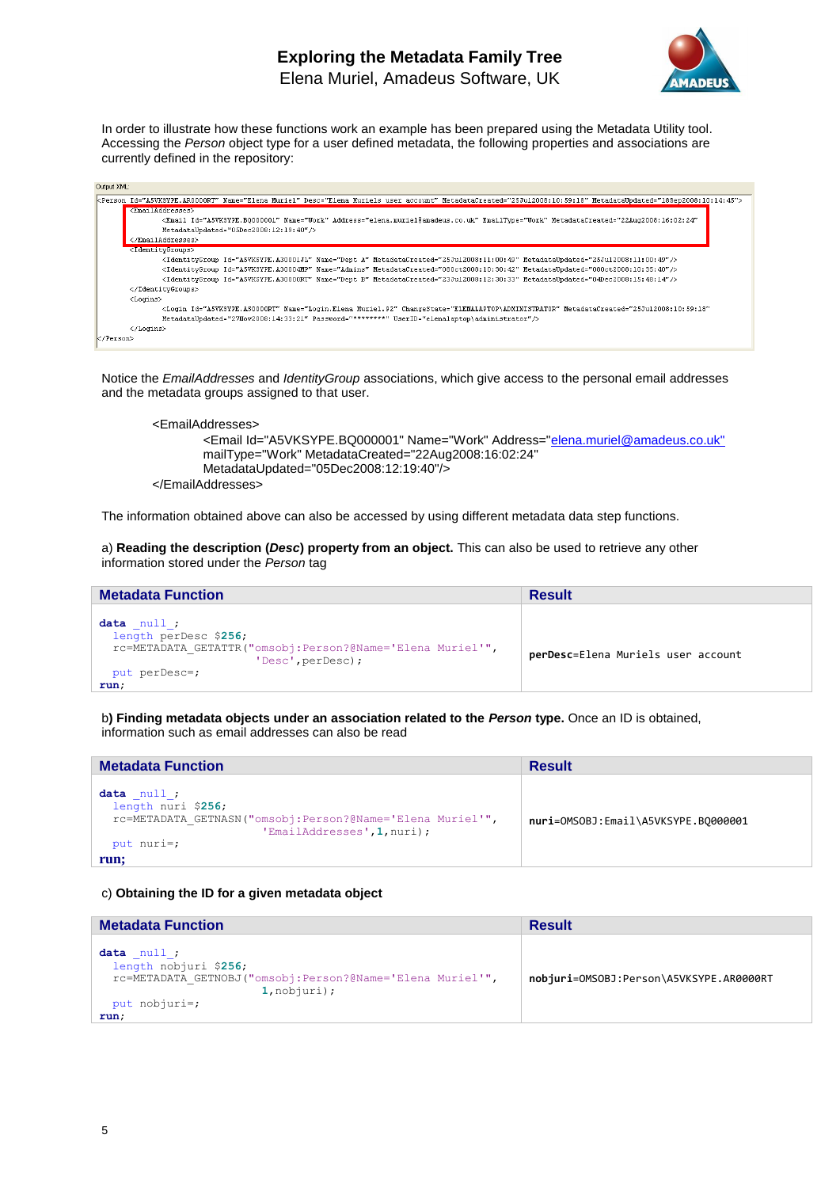In order to illustrate how these functions work an example has been prepared using the Metadata Utility tool. Accessing the *Person* object type for a user defined metadata, the following properties and associations are currently defined in the repository:

```
Output XML:
<Person Id="A5VKSYPE.AR0000RT" Name="Elena Muriel" Desc="Elena Muriels user account" MetadataCreated="25Jul2008:10:59:18" MetadataUpdated="18Sep2008:10:14:45">
    <EmailAddresses>
        <Email Id="A5VKSYPE.BQ000001" Name="Work" Address="elena.muriel@amadeus.co.uk" EmailType="Work" MetadataCreated="22Aug2008:16:02:24"
        MetadataUpdated="05Dec2008:12:19:40"/>
    </EmailAddresses>
    <IdentityGroups>
        <IdentityGroup Id="A5VKSYPE.A30001JL" Name="Dept A" MetadataCreated="25Jul2008:11:00:49" MetadataUpdated="25Jul2008:11:00:49"/>
        <IdentityGroup Id="A5VKSYPE.A30004MP" Name="Admins" MetadataCreated="08Oct2008:10:30:42" MetadataUpdated="08Oct2008:10:35:40"/>
        <IdentityGroup Id="A5VKSYPE.A30000RT" Name="Dept B" MetadataCreated="23Jul2008:12:30:33" MetadataUpdated="04Dec2008:15:48:14"/>
    </IdentityGroups>
    <Logins>
        <Login Id="A5VKSYPE.AS0000RT" Name="Login.Elena Muriel.92" ChangeState="ELENALAPTOP\ADMINISTRATOR" MetadataCreated="25Jul2008:10:59:18"
        MetadataUpdated="27Nov2008:14:33:21" Password="********" UserID="elenalaptop\administrator"/>
    </Logins>
</Person>
```

Notice the *EmailAddresses* and *IdentityGroup* associations, which give access to the personal email addresses and the metadata groups assigned to that user.

```
<EmailAddresses>
    <Email Id="A5VKSYPE.BQ000001" Name="Work" Address="elena.muriel@amadeus.co.uk"
    mailType="Work" MetadataCreated="22Aug2008:16:02:24"
    MetadataUpdated="05Dec2008:12:19:40"/>
</EmailAddresses>
```

The information obtained above can also be accessed by using different metadata data step functions.

a) **Reading the description (*Desc*) property from an object.** This can also be used to retrieve any other information stored under the *Person* tag

| Metadata Function | Result |
| --- | --- |
| `data _null_; length perDesc $256; rc=METADATA_GETATTR("omsobj:Person?@Name='Elena Muriel'", 'Desc',perDesc); put perDesc=; run;` | **perDesc**=Elena Muriels user account |

b) **Finding metadata objects under an association related to the *Person* type.** Once an ID is obtained, information such as email addresses can also be read

| Metadata Function | Result |
| --- | --- |
| `data _null_; length nuri $256; rc=METADATA_GETNASN("omsobj:Person?@Name='Elena Muriel'", 'EmailAddresses',1,nuri); put nuri=; run;` | **nuri**=OMSOBJ:Email\A5VKSYPE.BQ000001 |

c) **Obtaining the ID for a given metadata object**

| Metadata Function | Result |
| --- | --- |
| `data _null_; length nobjuri $256; rc=METADATA_GETNOBJ("omsobj:Person?@Name='Elena Muriel'", 1,nobjuri); put nobjuri=; run;` | **nobjuri**=OMSOBJ:Person\A5VKSYPE.AR0000RT |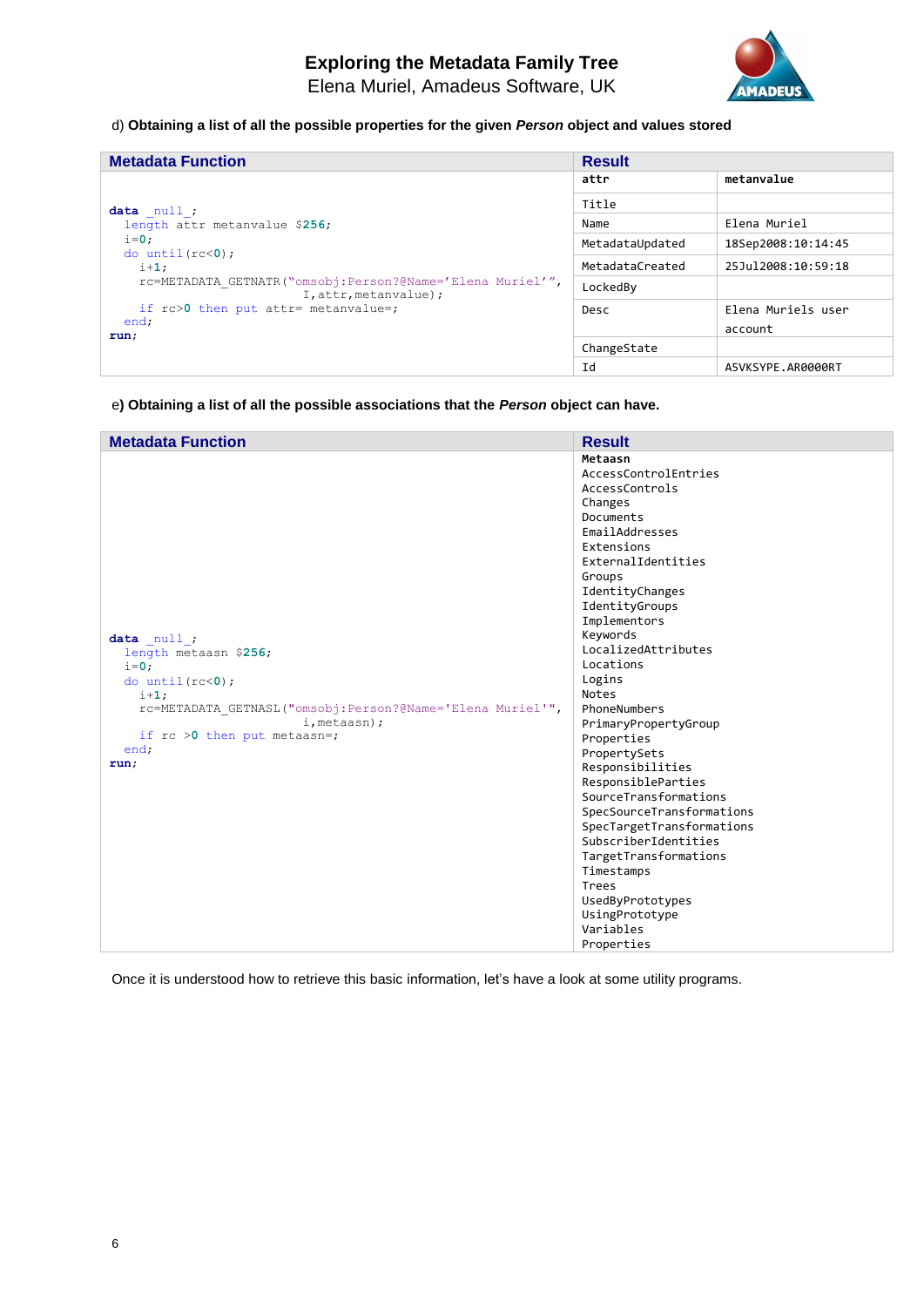d) **Obtaining a list of all the possible properties for the given *Person* object and values stored**

| Metadata Function | Result | |
|---|---|---|
| | **attr** | **metanvalue** |
| | Title | |
| | Name | Elena Muriel |
| | MetadataUpdated | 18Sep2008:10:14:45 |
| | MetadataCreated | 25Jul2008:10:59:18 |
| | LockedBy | |
| | Desc | Elena Muriels user account |
| | ChangeState | |
| | Id | A5VKSYPE.AR0000RT |

```
data _null_;
  length attr metanvalue $256;
  i=0;
  do until(rc<0);
    i+1;
    rc=METADATA_GETNATR("omsobj:Person?@Name='Elena Muriel'",
                        I,attr,metanvalue);
    if rc>0 then put attr= metanvalue=;
  end;
run;
```

e) **Obtaining a list of all the possible associations that the *Person* object can have.**

| Metadata Function | Result |
|---|---|
| | **Metaasn** |
| | AccessControlEntries |
| | AccessControls |
| | Changes |
| | Documents |
| | EmailAddresses |
| | Extensions |
| | ExternalIdentities |
| | Groups |
| | IdentityChanges |
| | IdentityGroups |
| | Implementors |
| | Keywords |
| | LocalizedAttributes |
| | Locations |
| | Logins |
| | Notes |
| | PhoneNumbers |
| | PrimaryPropertyGroup |
| | Properties |
| | PropertySets |
| | Responsibilities |
| | ResponsibleParties |
| | SourceTransformations |
| | SpecSourceTransformations |
| | SpecTargetTransformations |
| | SubscriberIdentities |
| | TargetTransformations |
| | Timestamps |
| | Trees |
| | UsedByPrototypes |
| | UsingPrototype |
| | Variables |
| | Properties |

```
data _null_;
  length metaasn $256;
  i=0;
  do until(rc<0);
    i+1;
    rc=METADATA_GETNASL("omsobj:Person?@Name='Elena Muriel'",
                        i,metaasn);
    if rc >0 then put metaasn=;
  end;
run;
```

Once it is understood how to retrieve this basic information, let's have a look at some utility programs.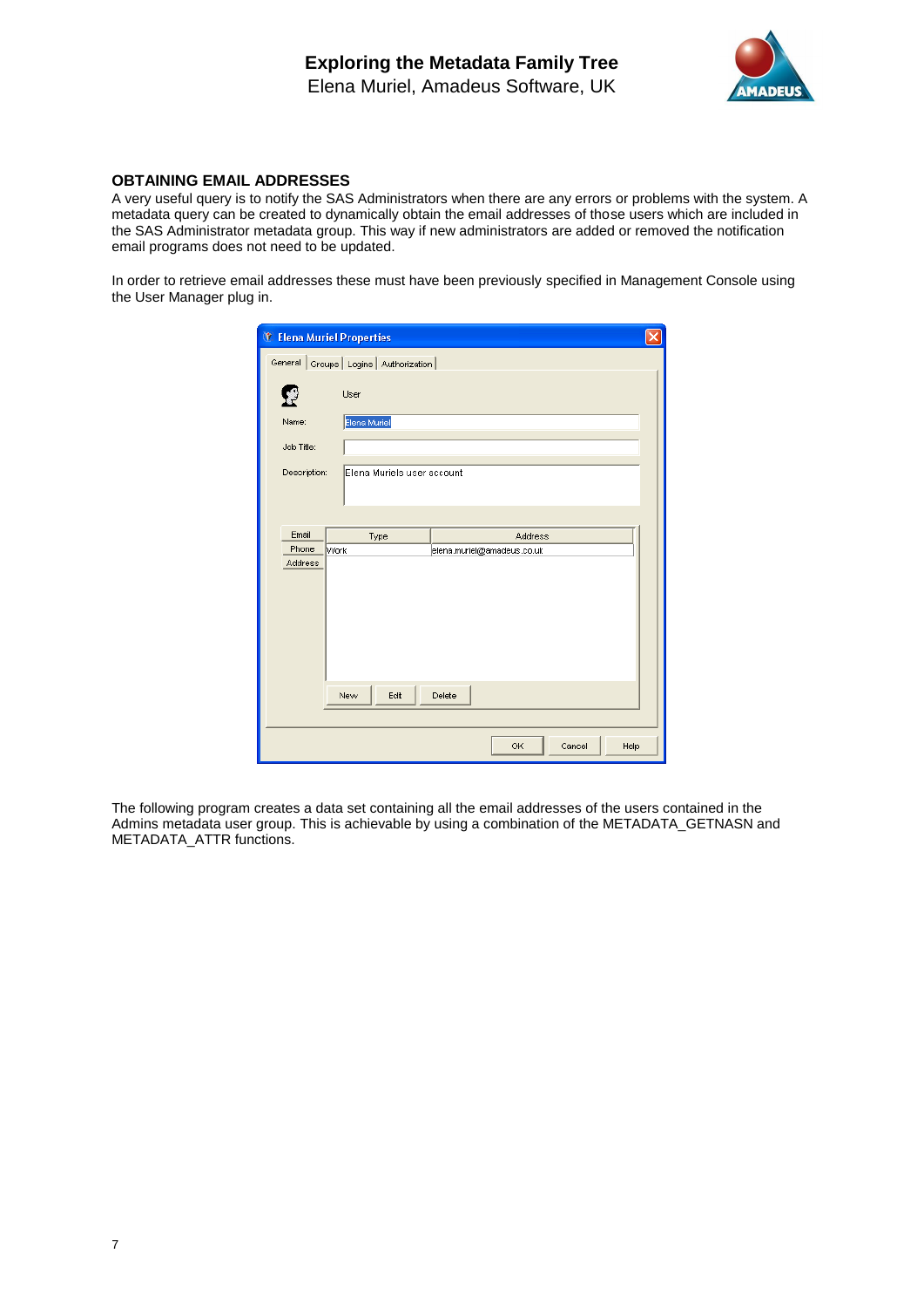## OBTAINING EMAIL ADDRESSES

A very useful query is to notify the SAS Administrators when there are any errors or problems with the system. A metadata query can be created to dynamically obtain the email addresses of those users which are included in the SAS Administrator metadata group. This way if new administrators are added or removed the notification email programs does not need to be updated.

In order to retrieve email addresses these must have been previously specified in Management Console using the User Manager plug in.

The following program creates a data set containing all the email addresses of the users contained in the Admins metadata user group. This is achievable by using a combination of the METADATA_GETNASN and METADATA_ATTR functions.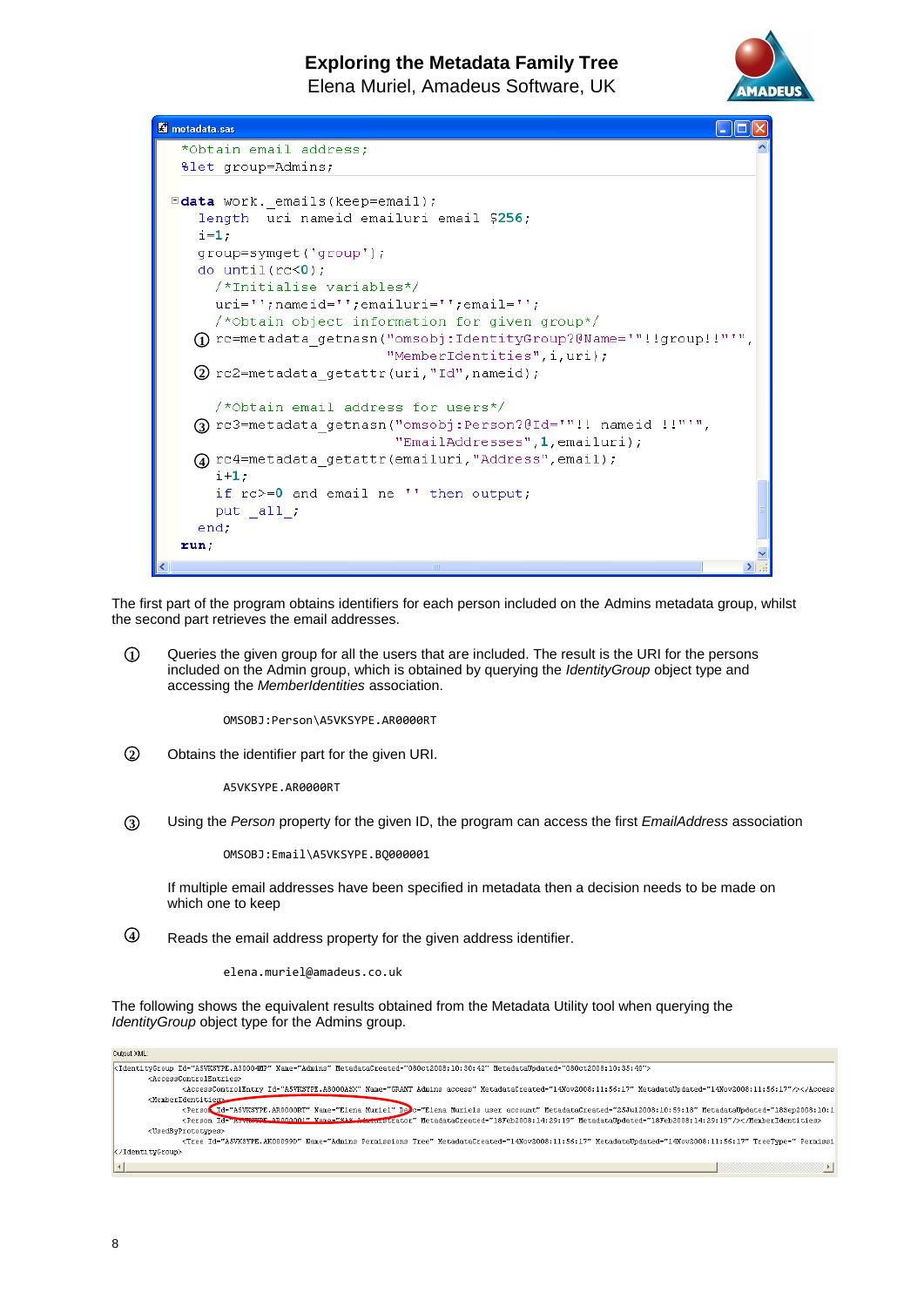```
*Obtain email address;
%let group=Admins;

data work._emails(keep=email);
  length  uri nameid emailuri email $256;
  i=1;
  group=symget('group');
  do until(rc<0);
    /*Initialise variables*/
    uri='';nameid='';emailuri='';email='';
    /*Obtain object information for given group*/
  ① rc=metadata_getnasn("omsobj:IdentityGroup?@Name='"!!group!!"'",
                         "MemberIdentities",i,uri);
  ② rc2=metadata_getattr(uri,"Id",nameid);

    /*Obtain email address for users*/
  ③ rc3=metadata_getnasn("omsobj:Person?@Id='"!! nameid !!"'",
                          "EmailAddresses",1,emailuri);
  ④ rc4=metadata_getattr(emailuri,"Address",email);
    i+1;
    if rc>=0 and email ne '' then output;
    put _all_;
  end;
run;
```

The first part of the program obtains identifiers for each person included on the Admins metadata group, whilst the second part retrieves the email addresses.

① Queries the given group for all the users that are included. The result is the URI for the persons included on the Admin group, which is obtained by querying the *IdentityGroup* object type and accessing the *MemberIdentities* association.

```
OMSOBJ:Person\A5VKSYPE.AR0000RT
```

② Obtains the identifier part for the given URI.

```
A5VKSYPE.AR0000RT
```

③ Using the *Person* property for the given ID, the program can access the first *EmailAddress* association

```
OMSOBJ:Email\A5VKSYPE.BQ000001
```

If multiple email addresses have been specified in metadata then a decision needs to be made on which one to keep

④ Reads the email address property for the given address identifier.

```
elena.muriel@amadeus.co.uk
```

The following shows the equivalent results obtained from the Metadata Utility tool when querying the *IdentityGroup* object type for the Admins group.

```
Output XML:
<IdentityGroup Id="A5VKSYPE.A3000 4MP" Name="Admins" MetadataCreated="08Oct2008:10:30:42" MetadataUpdated="08Oct2008:10:35:40">
    <AccessControlEntries>
        <AccessControlEntry Id="A5VKSYPE.AS000ASX" Name="GRANT Admins access" MetadataCreated="14Nov2008:11:56:17" MetadataUpdated="14Nov2008:11:56:17"/></Access
    <MemberIdentities>
        <Person Id="A5VKSYPE.AR0000RT" Name="Elena Muriel" Desc="Elena Muriels user account" MetadataCreated="25Jul2008:10:55:18" MetadataUpdated="18Sep2008:10:1
        <Person Id="A5VKSYPE.AR000001" Name="SAS Administrator" MetadataCreated="18Feb2008:14:29:19" MetadataUpdated="18Feb2008:14:29:19"/></MemberIdentities>
    <UsedByPrototypes>
        <Tree Id="A5VKSYPE.AK00099D" Name="Admins Permissions Tree" MetadataCreated="14Nov2008:11:56:17" MetadataUpdated="14Nov2008:11:56:17" TreeType=" Permissi
</IdentityGroup>
```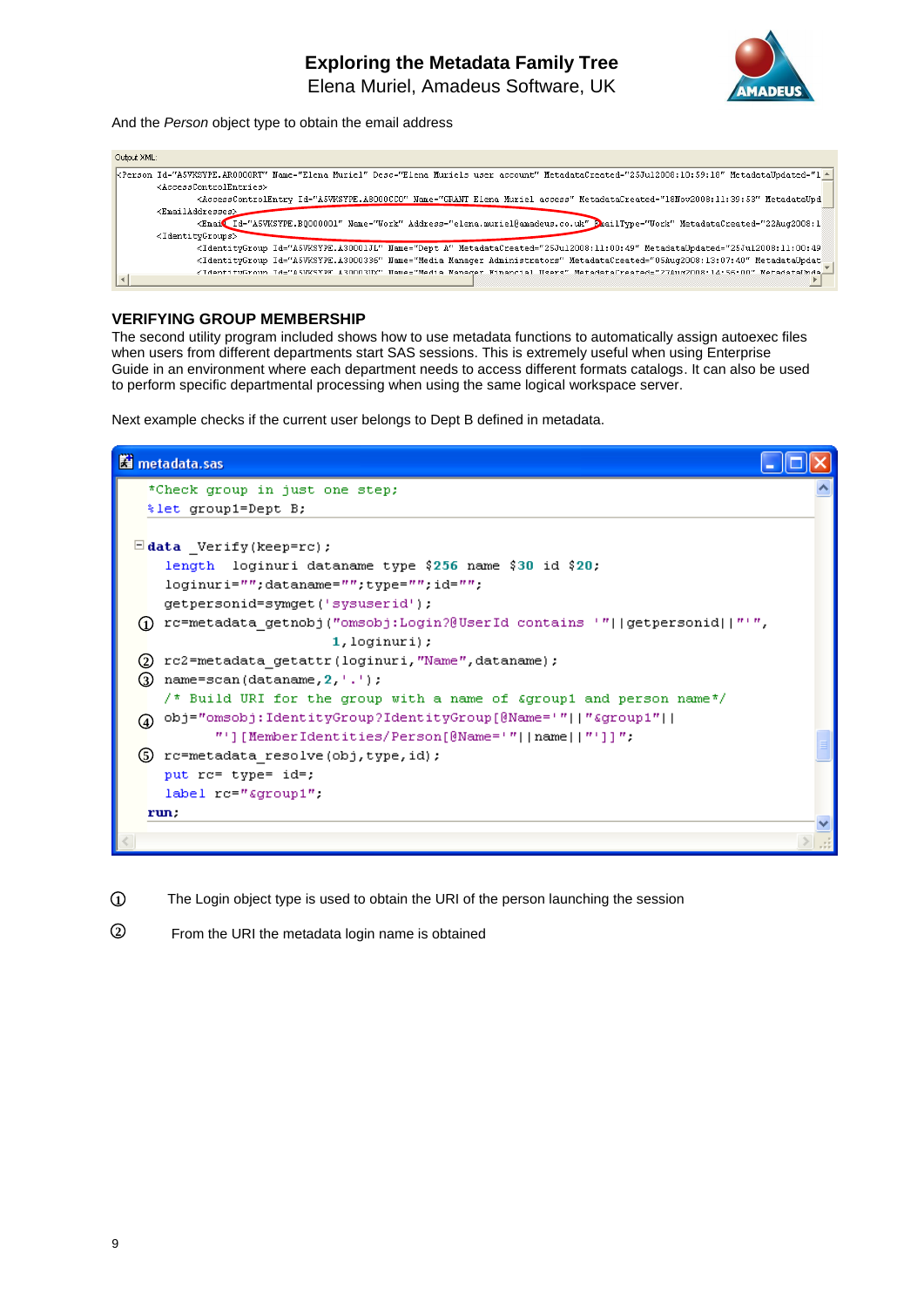And the *Person* object type to obtain the email address

```
Output XML:
<Person Id="A5VKSYPE.AR0000RT" Name="Elena Muriel" Desc="Elena Muriels user account" MetadataCreated="25Jul2008:10:59:18" MetadataUpdated="1
    <AccessControlEntries>
        <AccessControlEntry Id="A5VKSYPE.A8000CCO" Name="GRANT Elena Muriel access" MetadataCreated="18Nov2008:11:39:53" MetadataUpd
    <EmailAddresses>
        <Email Id="A5VKSYPE.BQ000001" Name="Work" Address="elena.muriel@amadeus.co.uk" EmailType="Work" MetadataCreated="22Aug2008:1
    <IdentityGroups>
        <IdentityGroup Id="A5VKSYPE.A30001JL" Name="Dept A" MetadataCreated="25Jul2008:11:00:49" MetadataUpdated="25Jul2008:11:00:49
        <IdentityGroup Id="A5VKSYPE.A3000336" Name="Media Manager Administrators" MetadataCreated="05Aug2008:13:07:40" MetadataUpdat
        <IdentityGroup Id="A5VKSYPE.A30003DX" Name="Media Manager Financial Users" MetadataCreated="27Aug2008:14:56:00" MetadataUpda
```

### VERIFYING GROUP MEMBERSHIP

The second utility program included shows how to use metadata functions to automatically assign autoexec files when users from different departments start SAS sessions. This is extremely useful when using Enterprise Guide in an environment where each department needs to access different formats catalogs. It can also be used to perform specific departmental processing when using the same logical workspace server.

Next example checks if the current user belongs to Dept B defined in metadata.

```
metadata.sas

*Check group in just one step;
%let group1=Dept B;

data _Verify(keep=rc);
   length  loginuri dataname type $256 name $30 id $20;
   loginuri="";dataname="";type="";id="";
   getpersonid=symget('sysuserid');
① rc=metadata_getnobj("omsobj:Login?@UserId contains '"||getpersonid||"'",
                        1,loginuri);
② rc2=metadata_getattr(loginuri,"Name",dataname);
③ name=scan(dataname,2,'.');
   /* Build URI for the group with a name of &group1 and person name*/
④ obj="omsobj:IdentityGroup?IdentityGroup[@Name='"||"&group1"||
        "'][MemberIdentities/Person[@Name='"||name||"']]";
⑤ rc=metadata_resolve(obj,type,id);
   put rc= type= id=;
   label rc="&group1";
run;
```

① The Login object type is used to obtain the URI of the person launching the session

② From the URI the metadata login name is obtained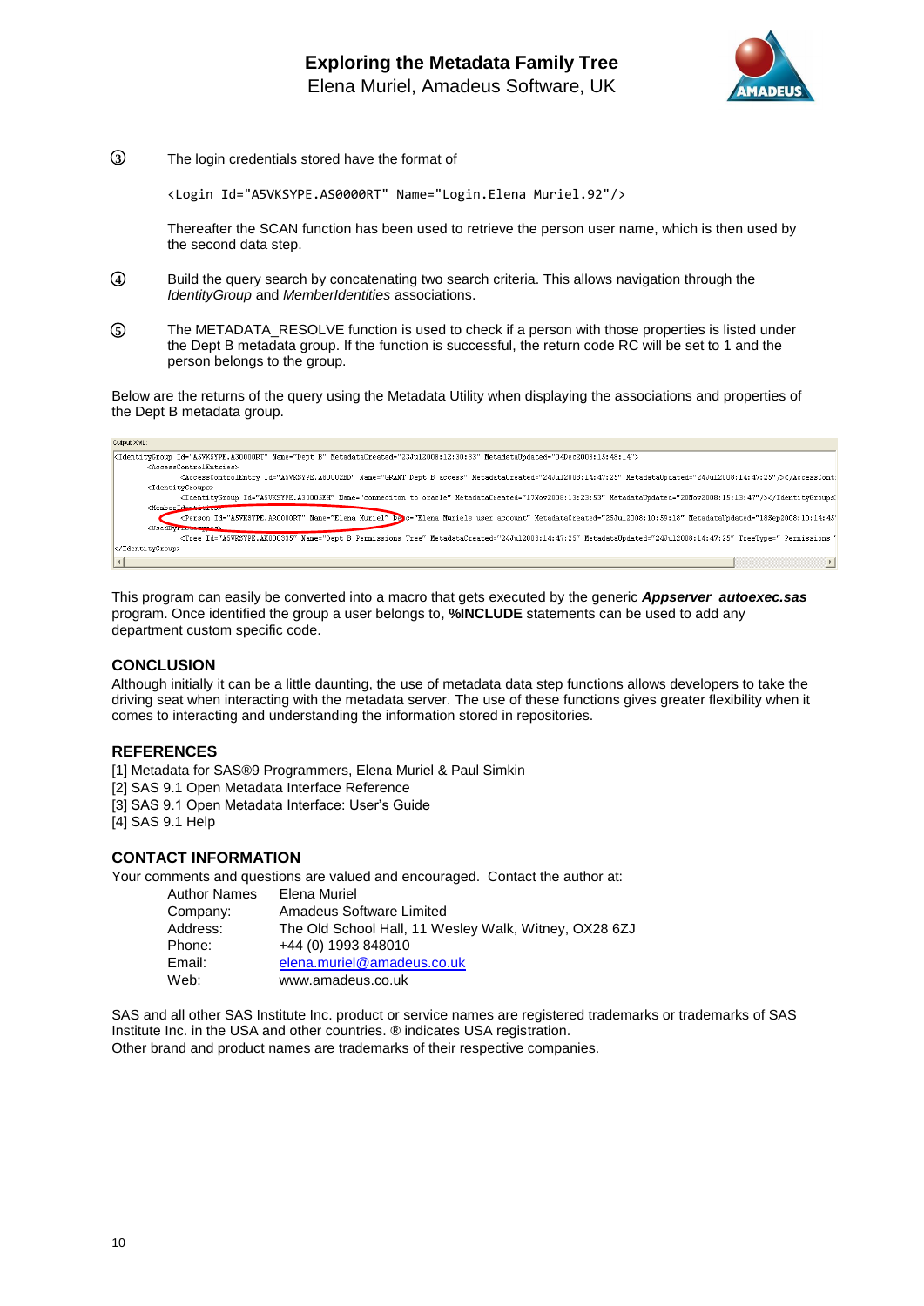③ The login credentials stored have the format of

```
<Login Id="A5VKSYPE.AS0000RT" Name="Login.Elena Muriel.92"/>
```

Thereafter the SCAN function has been used to retrieve the person user name, which is then used by the second data step.

④ Build the query search by concatenating two search criteria. This allows navigation through the *IdentityGroup* and *MemberIdentities* associations.

⑤ The METADATA_RESOLVE function is used to check if a person with those properties is listed under the Dept B metadata group. If the function is successful, the return code RC will be set to 1 and the person belongs to the group.

Below are the returns of the query using the Metadata Utility when displaying the associations and properties of the Dept B metadata group.

Output XML:

```
<IdentityGroup Id="A5VKSYPE.A30000RT" Name="Dept B" MetadataCreated="23Jul2008:12:30:33" MetadataUpdated="04Dec2008:15:48:14">
    <AccessControlEntries>
        <AccessControlEntry Id="A5VKSYPE.A80002BD" Name="GRANT Dept B access" MetadataCreated="24Jul2008:14:47:25" MetadataUpdated="24Jul2008:14:47:25"/></AccessCont
    <IdentityGroups>
        <IdentityGroup Id="A5VKSYPE.A30005XH" Name="connection to oracle" MetadataCreated="17Nov2008:13:23:53" MetadataUpdated="20Nov2008:15:13:47"/></IdentityGroups
    <MemberIdentities>
        <Person Id="A5VKSYPE.AR0000RT" Name="Elena Muriel" Desc="Elena Muriels user account" MetadataCreated="25Jul2008:10:59:18" MetadataUpdated="18Sep2008:10:14:45
    <UsedbyPrototypes>
        <Tree Id="A5VKSYPE.AK000035" Name="Dept B Permissions Tree" MetadataCreated="24Jul2008:14:47:25" MetadataUpdated="24Jul2008:14:47:25" TreeType=" Permissions
</IdentityGroup>
```

This program can easily be converted into a macro that gets executed by the generic ***Appserver_autoexec.sas*** program. Once identified the group a user belongs to, **%INCLUDE** statements can be used to add any department custom specific code.

## CONCLUSION

Although initially it can be a little daunting, the use of metadata data step functions allows developers to take the driving seat when interacting with the metadata server. The use of these functions gives greater flexibility when it comes to interacting and understanding the information stored in repositories.

## REFERENCES

[1] Metadata for SAS®9 Programmers, Elena Muriel & Paul Simkin
[2] SAS 9.1 Open Metadata Interface Reference
[3] SAS 9.1 Open Metadata Interface: User's Guide
[4] SAS 9.1 Help

## CONTACT INFORMATION

Your comments and questions are valued and encouraged. Contact the author at:

| | |
|---|---|
| Author Names | Elena Muriel |
| Company: | Amadeus Software Limited |
| Address: | The Old School Hall, 11 Wesley Walk, Witney, OX28 6ZJ |
| Phone: | +44 (0) 1993 848010 |
| Email: | elena.muriel@amadeus.co.uk |
| Web: | www.amadeus.co.uk |

SAS and all other SAS Institute Inc. product or service names are registered trademarks or trademarks of SAS Institute Inc. in the USA and other countries. ® indicates USA registration.
Other brand and product names are trademarks of their respective companies.